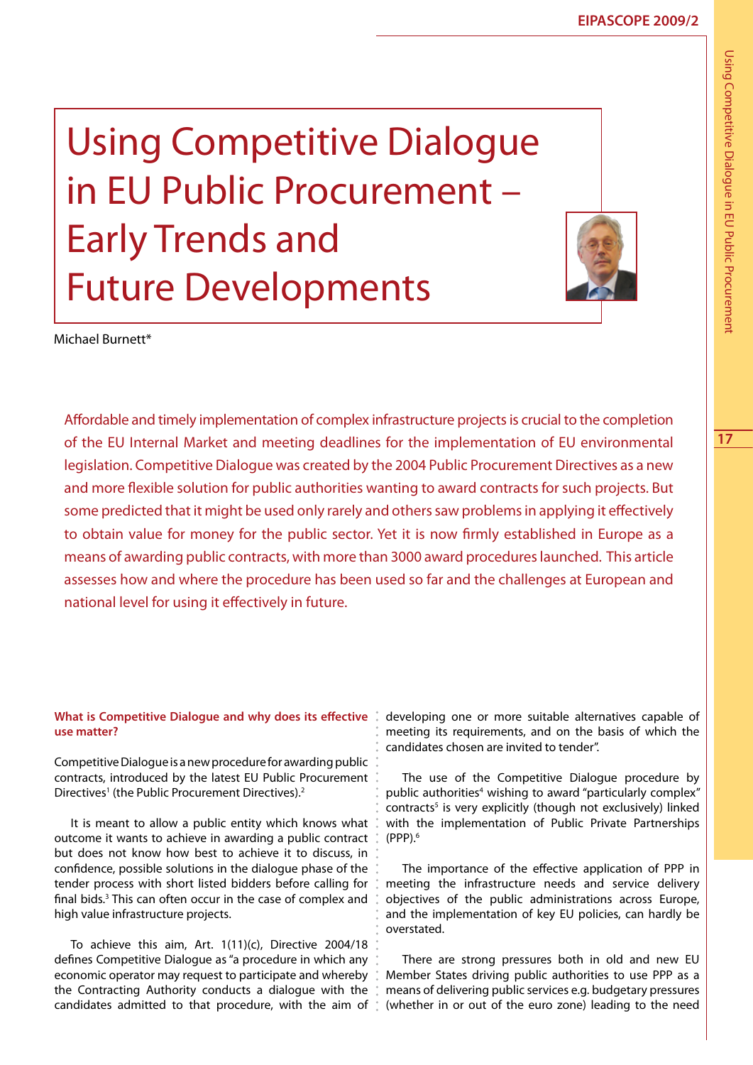# Using Competitive Dialogue in EU Public Procurement – Early Trends and Future Developments

Michael Burnett*

Affordable and timely implementation of complex infrastructure projects is crucial to the completion of the EU Internal Market and meeting deadlines for the implementation of EU environmental legislation. Competitive Dialogue was created by the 2004 Public Procurement Directives as a new and more flexible solution for public authorities wanting to award contracts for such projects. But some predicted that it might be used only rarely and others saw problems in applying it effectively to obtain value for money for the public sector. Yet it is now firmly established in Europe as a means of awarding public contracts, with more than 3000 award procedures launched. This article assesses how and where the procedure has been used so far and the challenges at European and national level for using it effectively in future.

### What is Competitive Dialogue and why does its effective use matter?

Competitive Dialogue is a new procedure for awarding public contracts, introduced by the latest EU Public Procurement Directives[1] (the Public Procurement Directives).[2]

It is meant to allow a public entity which knows what outcome it wants to achieve in awarding a public contract but does not know how best to achieve it to discuss, in confidence, possible solutions in the dialogue phase of the tender process with short listed bidders before calling for final bids.[3] This can often occur in the case of complex and high value infrastructure projects.

To achieve this aim, Art. 1(11)(c), Directive 2004/18 defines Competitive Dialogue as "a procedure in which any economic operator may request to participate and whereby the Contracting Authority conducts a dialogue with the candidates admitted to that procedure, with the aim of developing one or more suitable alternatives capable of meeting its requirements, and on the basis of which the candidates chosen are invited to tender".

The use of the Competitive Dialogue procedure by public authorities[4] wishing to award "particularly complex" contracts[5] is very explicitly (though not exclusively) linked with the implementation of Public Private Partnerships (PPP).[6]

The importance of the effective application of PPP in meeting the infrastructure needs and service delivery objectives of the public administrations across Europe, and the implementation of key EU policies, can hardly be overstated.

There are strong pressures both in old and new EU Member States driving public authorities to use PPP as a means of delivering public services e.g. budgetary pressures (whether in or out of the euro zone) leading to the need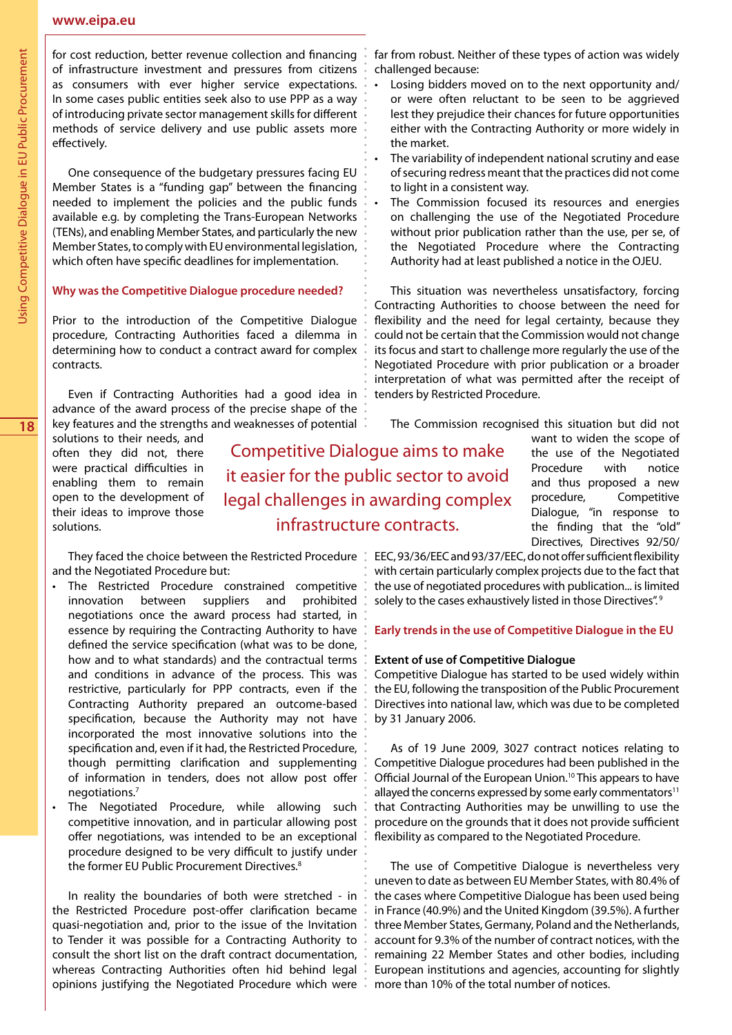for cost reduction, better revenue collection and financing of infrastructure investment and pressures from citizens as consumers with ever higher service expectations. In some cases public entities seek also to use PPP as a way of introducing private sector management skills for different methods of service delivery and use public assets more effectively.

One consequence of the budgetary pressures facing EU Member States is a "funding gap" between the financing needed to implement the policies and the public funds available e.g. by completing the Trans-European Networks (TENs), and enabling Member States, and particularly the new Member States, to comply with EU environmental legislation, which often have specific deadlines for implementation.

## Why was the Competitive Dialogue procedure needed?

Prior to the introduction of the Competitive Dialogue procedure, Contracting Authorities faced a dilemma in determining how to conduct a contract award for complex contracts.

Even if Contracting Authorities had a good idea in advance of the award process of the precise shape of the key features and the strengths and weaknesses of potential solutions to their needs, and often they did not, there were practical difficulties in enabling them to remain open to the development of their ideas to improve those solutions.

> Competitive Dialogue aims to make it easier for the public sector to avoid legal challenges in awarding complex infrastructure contracts.

They faced the choice between the Restricted Procedure and the Negotiated Procedure but:

- The Restricted Procedure constrained competitive innovation between suppliers and prohibited negotiations once the award process had started, in essence by requiring the Contracting Authority to have defined the service specification (what was to be done, how and to what standards) and the contractual terms and conditions in advance of the process. This was restrictive, particularly for PPP contracts, even if the Contracting Authority prepared an outcome-based specification, because the Authority may not have incorporated the most innovative solutions into the specification and, even if it had, the Restricted Procedure, though permitting clarification and supplementing of information in tenders, does not allow post offer negotiations.[7]
- The Negotiated Procedure, while allowing such competitive innovation, and in particular allowing post offer negotiations, was intended to be an exceptional procedure designed to be very difficult to justify under the former EU Public Procurement Directives.[8]

In reality the boundaries of both were stretched - in the Restricted Procedure post-offer clarification became quasi-negotiation and, prior to the issue of the Invitation to Tender it was possible for a Contracting Authority to consult the short list on the draft contract documentation, whereas Contracting Authorities often hid behind legal opinions justifying the Negotiated Procedure which were far from robust. Neither of these types of action was widely challenged because:

- Losing bidders moved on to the next opportunity and/or were often reluctant to be seen to be aggrieved lest they prejudice their chances for future opportunities either with the Contracting Authority or more widely in the market.
- The variability of independent national scrutiny and ease of securing redress meant that the practices did not come to light in a consistent way.
- The Commission focused its resources and energies on challenging the use of the Negotiated Procedure without prior publication rather than the use, per se, of the Negotiated Procedure where the Contracting Authority had at least published a notice in the OJEU.

This situation was nevertheless unsatisfactory, forcing Contracting Authorities to choose between the need for flexibility and the need for legal certainty, because they could not be certain that the Commission would not change its focus and start to challenge more regularly the use of the Negotiated Procedure with prior publication or a broader interpretation of what was permitted after the receipt of tenders by Restricted Procedure.

The Commission recognised this situation but did not want to widen the scope of the use of the Negotiated Procedure with notice and thus proposed a new procedure, Competitive Dialogue, "in response to the finding that the "old" Directives, Directives 92/50/EEC, 93/36/EEC and 93/37/EEC, do not offer sufficient flexibility with certain particularly complex projects due to the fact that the use of negotiated procedures with publication... is limited solely to the cases exhaustively listed in those Directives".[9]

## Early trends in the use of Competitive Dialogue in the EU

### Extent of use of Competitive Dialogue

Competitive Dialogue has started to be used widely within the EU, following the transposition of the Public Procurement Directives into national law, which was due to be completed by 31 January 2006.

As of 19 June 2009, 3027 contract notices relating to Competitive Dialogue procedures had been published in the Official Journal of the European Union.[10] This appears to have allayed the concerns expressed by some early commentators[11] that Contracting Authorities may be unwilling to use the procedure on the grounds that it does not provide sufficient flexibility as compared to the Negotiated Procedure.

The use of Competitive Dialogue is nevertheless very uneven to date as between EU Member States, with 80.4% of the cases where Competitive Dialogue has been used being in France (40.9%) and the United Kingdom (39.5%). A further three Member States, Germany, Poland and the Netherlands, account for 9.3% of the number of contract notices, with the remaining 22 Member States and other bodies, including European institutions and agencies, accounting for slightly more than 10% of the total number of notices.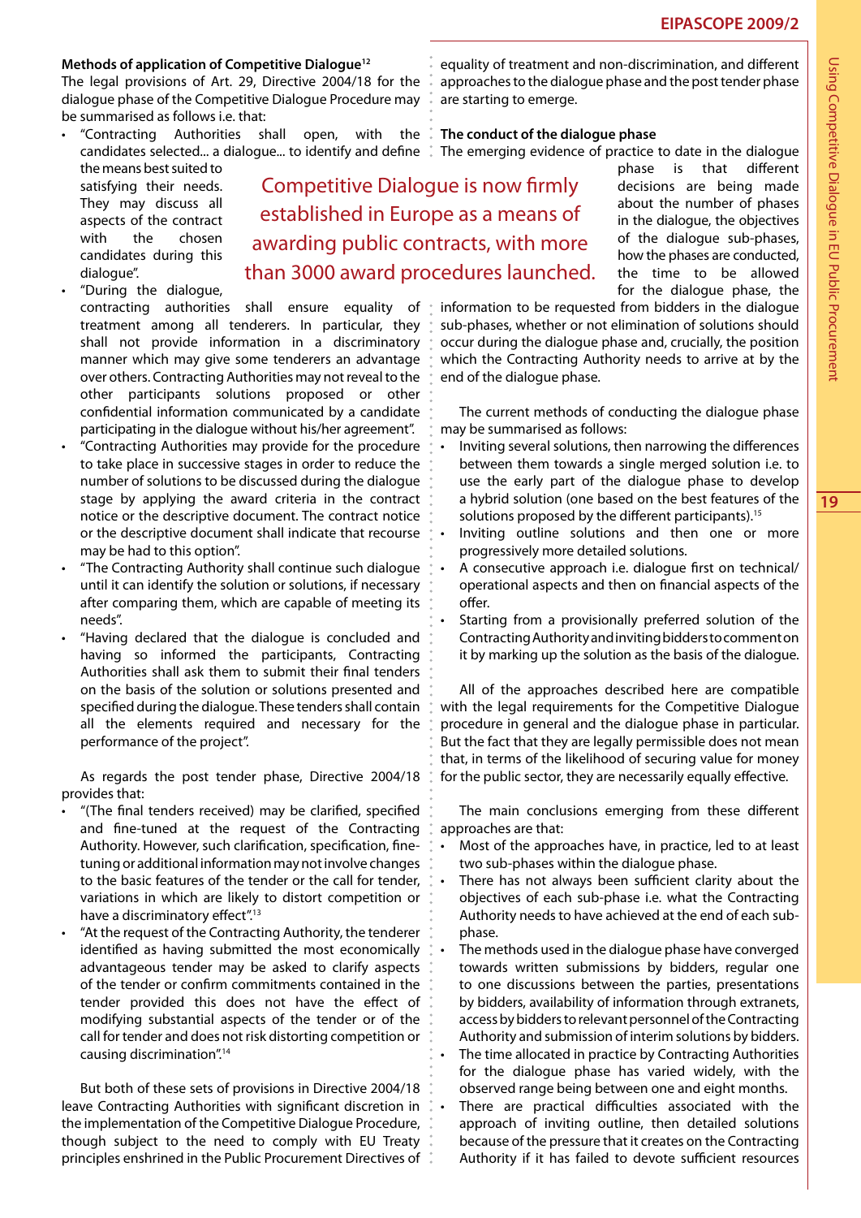**Methods of application of Competitive Dialogue**[12]

The legal provisions of Art. 29, Directive 2004/18 for the dialogue phase of the Competitive Dialogue Procedure may be summarised as follows i.e. that:

- "Contracting Authorities shall open, with the candidates selected... a dialogue... to identify and define the means best suited to satisfying their needs. They may discuss all aspects of the contract with the chosen candidates during this dialogue".
- "During the dialogue, contracting authorities shall ensure equality of treatment among all tenderers. In particular, they shall not provide information in a discriminatory manner which may give some tenderers an advantage over others. Contracting Authorities may not reveal to the other participants solutions proposed or other confidential information communicated by a candidate participating in the dialogue without his/her agreement".
- "Contracting Authorities may provide for the procedure to take place in successive stages in order to reduce the number of solutions to be discussed during the dialogue stage by applying the award criteria in the contract notice or the descriptive document. The contract notice or the descriptive document shall indicate that recourse may be had to this option".
- "The Contracting Authority shall continue such dialogue until it can identify the solution or solutions, if necessary after comparing them, which are capable of meeting its needs".
- "Having declared that the dialogue is concluded and having so informed the participants, Contracting Authorities shall ask them to submit their final tenders on the basis of the solution or solutions presented and specified during the dialogue. These tenders shall contain all the elements required and necessary for the performance of the project".

As regards the post tender phase, Directive 2004/18 provides that:

- "(The final tenders received) may be clarified, specified and fine-tuned at the request of the Contracting Authority. However, such clarification, specification, fine-tuning or additional information may not involve changes to the basic features of the tender or the call for tender, variations in which are likely to distort competition or have a discriminatory effect".[13]
- "At the request of the Contracting Authority, the tenderer identified as having submitted the most economically advantageous tender may be asked to clarify aspects of the tender or confirm commitments contained in the tender provided this does not have the effect of modifying substantial aspects of the tender or of the call for tender and does not risk distorting competition or causing discrimination".[14]

But both of these sets of provisions in Directive 2004/18 leave Contracting Authorities with significant discretion in the implementation of the Competitive Dialogue Procedure, though subject to the need to comply with EU Treaty principles enshrined in the Public Procurement Directives of equality of treatment and non-discrimination, and different approaches to the dialogue phase and the post tender phase are starting to emerge.

> Competitive Dialogue is now firmly established in Europe as a means of awarding public contracts, with more than 3000 award procedures launched.

**The conduct of the dialogue phase**

The emerging evidence of practice to date in the dialogue phase is that different decisions are being made about the number of phases in the dialogue, the objectives of the dialogue sub-phases, how the phases are conducted, the time to be allowed for the dialogue phase, the information to be requested from bidders in the dialogue sub-phases, whether or not elimination of solutions should occur during the dialogue phase and, crucially, the position which the Contracting Authority needs to arrive at by the end of the dialogue phase.

The current methods of conducting the dialogue phase may be summarised as follows:

- Inviting several solutions, then narrowing the differences between them towards a single merged solution i.e. to use the early part of the dialogue phase to develop a hybrid solution (one based on the best features of the solutions proposed by the different participants).[15]
- Inviting outline solutions and then one or more progressively more detailed solutions.
- A consecutive approach i.e. dialogue first on technical/operational aspects and then on financial aspects of the offer.
- Starting from a provisionally preferred solution of the Contracting Authority and inviting bidders to comment on it by marking up the solution as the basis of the dialogue.

All of the approaches described here are compatible with the legal requirements for the Competitive Dialogue procedure in general and the dialogue phase in particular. But the fact that they are legally permissible does not mean that, in terms of the likelihood of securing value for money for the public sector, they are necessarily equally effective.

The main conclusions emerging from these different approaches are that:

- Most of the approaches have, in practice, led to at least two sub-phases within the dialogue phase.
- There has not always been sufficient clarity about the objectives of each sub-phase i.e. what the Contracting Authority needs to have achieved at the end of each sub-phase.
- The methods used in the dialogue phase have converged towards written submissions by bidders, regular one to one discussions between the parties, presentations by bidders, availability of information through extranets, access by bidders to relevant personnel of the Contracting Authority and submission of interim solutions by bidders.
- The time allocated in practice by Contracting Authorities for the dialogue phase has varied widely, with the observed range being between one and eight months.
- There are practical difficulties associated with the approach of inviting outline, then detailed solutions because of the pressure that it creates on the Contracting Authority if it has failed to devote sufficient resources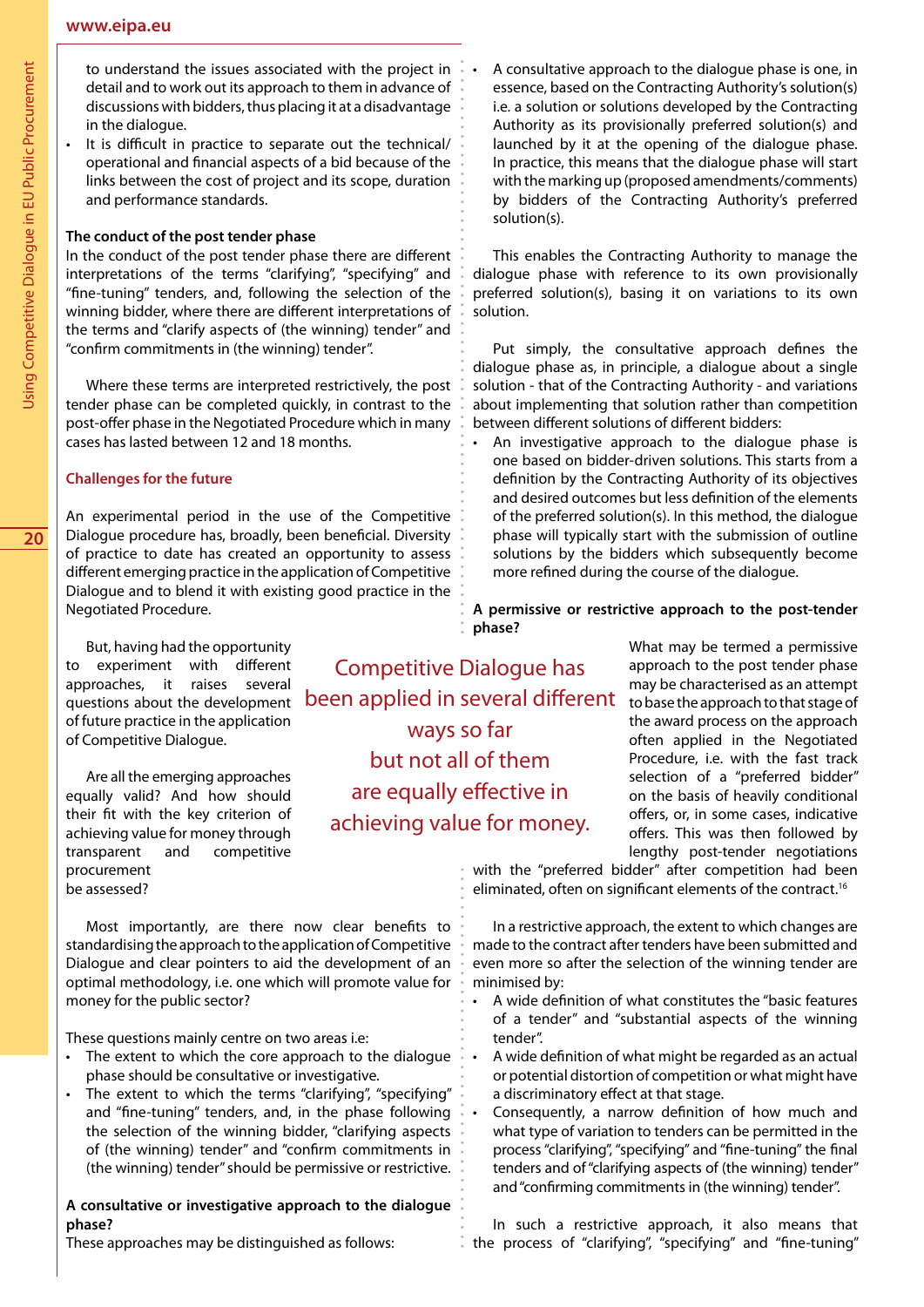to understand the issues associated with the project in detail and to work out its approach to them in advance of discussions with bidders, thus placing it at a disadvantage in the dialogue.
- It is difficult in practice to separate out the technical/operational and financial aspects of a bid because of the links between the cost of project and its scope, duration and performance standards.

**The conduct of the post tender phase**

In the conduct of the post tender phase there are different interpretations of the terms "clarifying", "specifying" and "fine-tuning" tenders, and, following the selection of the winning bidder, where there are different interpretations of the terms and "clarify aspects of (the winning) tender" and "confirm commitments in (the winning) tender".

Where these terms are interpreted restrictively, the post tender phase can be completed quickly, in contrast to the post-offer phase in the Negotiated Procedure which in many cases has lasted between 12 and 18 months.

## Challenges for the future

An experimental period in the use of the Competitive Dialogue procedure has, broadly, been beneficial. Diversity of practice to date has created an opportunity to assess different emerging practice in the application of Competitive Dialogue and to blend it with existing good practice in the Negotiated Procedure.

But, having had the opportunity to experiment with different approaches, it raises several questions about the development of future practice in the application of Competitive Dialogue.

Are all the emerging approaches equally valid? And how should their fit with the key criterion of achieving value for money through transparent and competitive procurement be assessed?

> Competitive Dialogue has been applied in several different ways so far but not all of them are equally effective in achieving value for money.

Most importantly, are there now clear benefits to standardising the approach to the application of Competitive Dialogue and clear pointers to aid the development of an optimal methodology, i.e. one which will promote value for money for the public sector?

These questions mainly centre on two areas i.e:
- The extent to which the core approach to the dialogue phase should be consultative or investigative.
- The extent to which the terms "clarifying", "specifying" and "fine-tuning" tenders, and, in the phase following the selection of the winning bidder, "clarifying aspects of (the winning) tender" and "confirm commitments in (the winning) tender" should be permissive or restrictive.

**A consultative or investigative approach to the dialogue phase?**

These approaches may be distinguished as follows:
- A consultative approach to the dialogue phase is one, in essence, based on the Contracting Authority's solution(s) i.e. a solution or solutions developed by the Contracting Authority as its provisionally preferred solution(s) and launched by it at the opening of the dialogue phase. In practice, this means that the dialogue phase will start with the marking up (proposed amendments/comments) by bidders of the Contracting Authority's preferred solution(s).

This enables the Contracting Authority to manage the dialogue phase with reference to its own provisionally preferred solution(s), basing it on variations to its own solution.

Put simply, the consultative approach defines the dialogue phase as, in principle, a dialogue about a single solution - that of the Contracting Authority - and variations about implementing that solution rather than competition between different solutions of different bidders:
- An investigative approach to the dialogue phase is one based on bidder-driven solutions. This starts from a definition by the Contracting Authority of its objectives and desired outcomes but less definition of the elements of the preferred solution(s). In this method, the dialogue phase will typically start with the submission of outline solutions by the bidders which subsequently become more refined during the course of the dialogue.

**A permissive or restrictive approach to the post-tender phase?**

What may be termed a permissive approach to the post tender phase may be characterised as an attempt to base the approach to that stage of the award process on the approach often applied in the Negotiated Procedure, i.e. with the fast track selection of a "preferred bidder" on the basis of heavily conditional offers, or, in some cases, indicative offers. This was then followed by lengthy post-tender negotiations with the "preferred bidder" after competition had been eliminated, often on significant elements of the contract.[16]

In a restrictive approach, the extent to which changes are made to the contract after tenders have been submitted and even more so after the selection of the winning tender are minimised by:
- A wide definition of what constitutes the "basic features of a tender" and "substantial aspects of the winning tender".
- A wide definition of what might be regarded as an actual or potential distortion of competition or what might have a discriminatory effect at that stage.
- Consequently, a narrow definition of how much and what type of variation to tenders can be permitted in the process "clarifying", "specifying" and "fine-tuning" the final tenders and of "clarifying aspects of (the winning) tender" and "confirming commitments in (the winning) tender".

In such a restrictive approach, it also means that the process of "clarifying", "specifying" and "fine-tuning"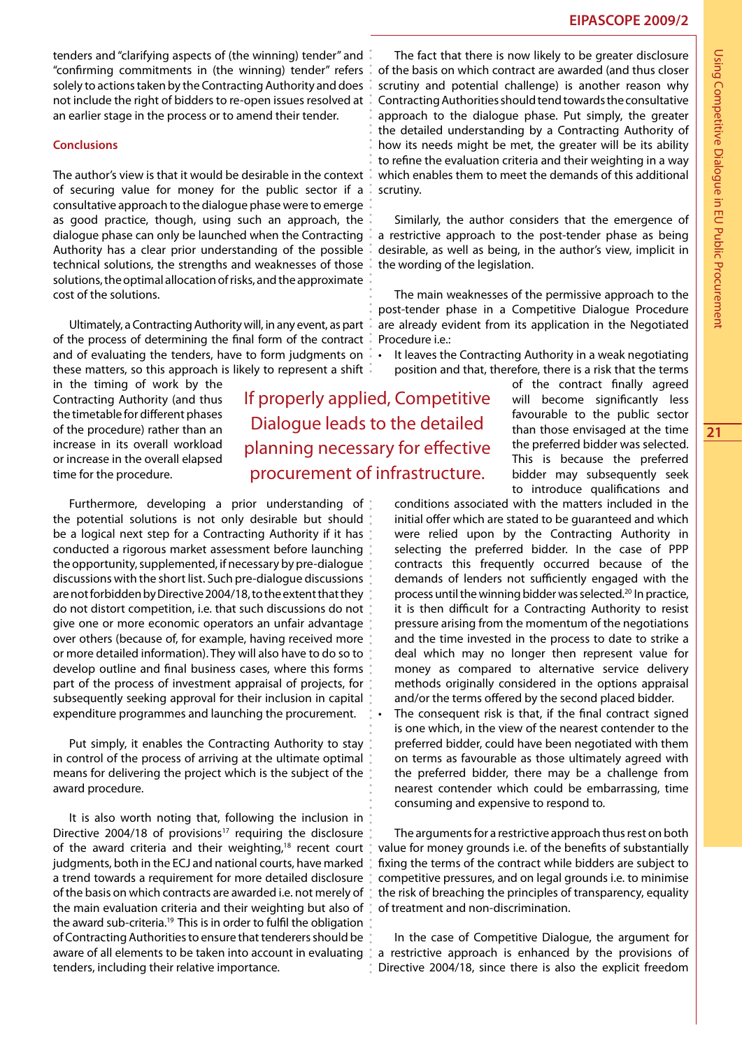tenders and "clarifying aspects of (the winning) tender" and "confirming commitments in (the winning) tender" refers solely to actions taken by the Contracting Authority and does not include the right of bidders to re-open issues resolved at an earlier stage in the process or to amend their tender.

### Conclusions

The author's view is that it would be desirable in the context of securing value for money for the public sector if a consultative approach to the dialogue phase were to emerge as good practice, though, using such an approach, the dialogue phase can only be launched when the Contracting Authority has a clear prior understanding of the possible technical solutions, the strengths and weaknesses of those solutions, the optimal allocation of risks, and the approximate cost of the solutions.

Ultimately, a Contracting Authority will, in any event, as part of the process of determining the final form of the contract and of evaluating the tenders, have to form judgments on these matters, so this approach is likely to represent a shift in the timing of work by the Contracting Authority (and thus the timetable for different phases of the procedure) rather than an increase in its overall workload or increase in the overall elapsed time for the procedure.

> If properly applied, Competitive Dialogue leads to the detailed planning necessary for effective procurement of infrastructure.

Furthermore, developing a prior understanding of the potential solutions is not only desirable but should be a logical next step for a Contracting Authority if it has conducted a rigorous market assessment before launching the opportunity, supplemented, if necessary by pre-dialogue discussions with the short list. Such pre-dialogue discussions are not forbidden by Directive 2004/18, to the extent that they do not distort competition, i.e. that such discussions do not give one or more economic operators an unfair advantage over others (because of, for example, having received more or more detailed information). They will also have to do so to develop outline and final business cases, where this forms part of the process of investment appraisal of projects, for subsequently seeking approval for their inclusion in capital expenditure programmes and launching the procurement.

Put simply, it enables the Contracting Authority to stay in control of the process of arriving at the ultimate optimal means for delivering the project which is the subject of the award procedure.

It is also worth noting that, following the inclusion in Directive 2004/18 of provisions[17] requiring the disclosure of the award criteria and their weighting,[18] recent court judgments, both in the ECJ and national courts, have marked a trend towards a requirement for more detailed disclosure of the basis on which contracts are awarded i.e. not merely of the main evaluation criteria and their weighting but also of the award sub-criteria.[19] This is in order to fulfil the obligation of Contracting Authorities to ensure that tenderers should be aware of all elements to be taken into account in evaluating tenders, including their relative importance.

The fact that there is now likely to be greater disclosure of the basis on which contract are awarded (and thus closer scrutiny and potential challenge) is another reason why Contracting Authorities should tend towards the consultative approach to the dialogue phase. Put simply, the greater the detailed understanding by a Contracting Authority of how its needs might be met, the greater will be its ability to refine the evaluation criteria and their weighting in a way which enables them to meet the demands of this additional scrutiny.

Similarly, the author considers that the emergence of a restrictive approach to the post-tender phase as being desirable, as well as being, in the author's view, implicit in the wording of the legislation.

The main weaknesses of the permissive approach to the post-tender phase in a Competitive Dialogue Procedure are already evident from its application in the Negotiated Procedure i.e.:

- It leaves the Contracting Authority in a weak negotiating position and that, therefore, there is a risk that the terms of the contract finally agreed will become significantly less favourable to the public sector than those envisaged at the time the preferred bidder was selected. This is because the preferred bidder may subsequently seek to introduce qualifications and conditions associated with the matters included in the initial offer which are stated to be guaranteed and which were relied upon by the Contracting Authority in selecting the preferred bidder. In the case of PPP contracts this frequently occurred because of the demands of lenders not sufficiently engaged with the process until the winning bidder was selected.[20] In practice, it is then difficult for a Contracting Authority to resist pressure arising from the momentum of the negotiations and the time invested in the process to date to strike a deal which may no longer then represent value for money as compared to alternative service delivery methods originally considered in the options appraisal and/or the terms offered by the second placed bidder.
- The consequent risk is that, if the final contract signed is one which, in the view of the nearest contender to the preferred bidder, could have been negotiated with them on terms as favourable as those ultimately agreed with the preferred bidder, there may be a challenge from nearest contender which could be embarrassing, time consuming and expensive to respond to.

The arguments for a restrictive approach thus rest on both value for money grounds i.e. of the benefits of substantially fixing the terms of the contract while bidders are subject to competitive pressures, and on legal grounds i.e. to minimise the risk of breaching the principles of transparency, equality of treatment and non-discrimination.

In the case of Competitive Dialogue, the argument for a restrictive approach is enhanced by the provisions of Directive 2004/18, since there is also the explicit freedom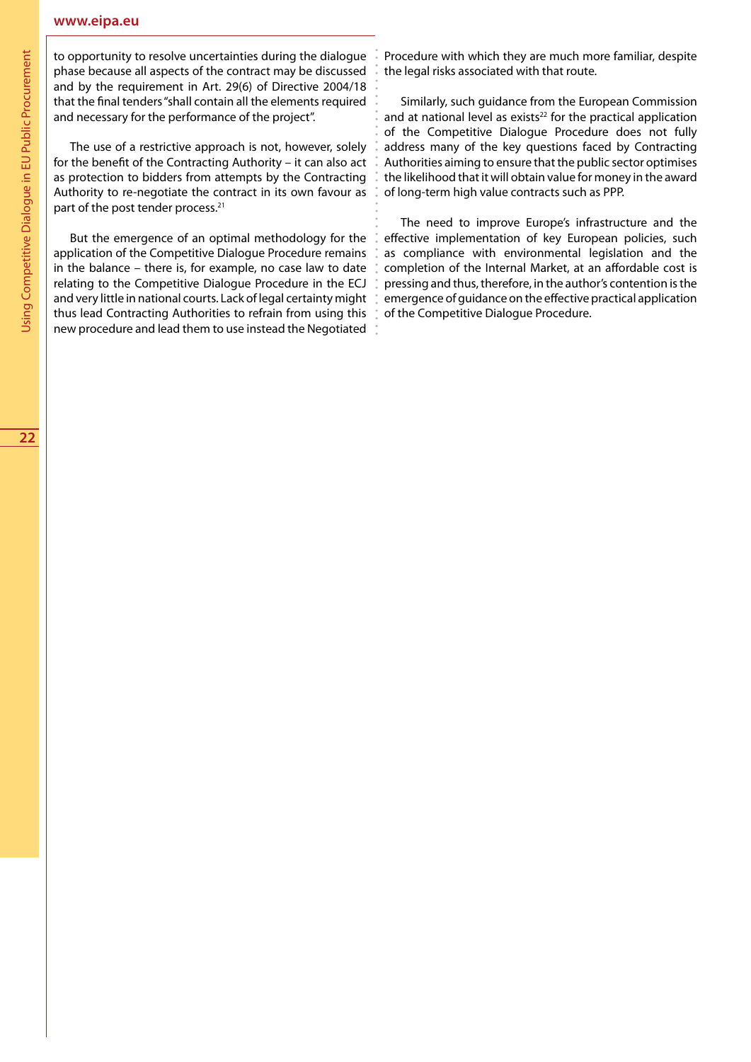to opportunity to resolve uncertainties during the dialogue phase because all aspects of the contract may be discussed and by the requirement in Art. 29(6) of Directive 2004/18 that the final tenders "shall contain all the elements required and necessary for the performance of the project".

The use of a restrictive approach is not, however, solely for the benefit of the Contracting Authority – it can also act as protection to bidders from attempts by the Contracting Authority to re-negotiate the contract in its own favour as part of the post tender process.[21]

But the emergence of an optimal methodology for the application of the Competitive Dialogue Procedure remains in the balance – there is, for example, no case law to date relating to the Competitive Dialogue Procedure in the ECJ and very little in national courts. Lack of legal certainty might thus lead Contracting Authorities to refrain from using this new procedure and lead them to use instead the Negotiated Procedure with which they are much more familiar, despite the legal risks associated with that route.

Similarly, such guidance from the European Commission and at national level as exists[22] for the practical application of the Competitive Dialogue Procedure does not fully address many of the key questions faced by Contracting Authorities aiming to ensure that the public sector optimises the likelihood that it will obtain value for money in the award of long-term high value contracts such as PPP.

The need to improve Europe's infrastructure and the effective implementation of key European policies, such as compliance with environmental legislation and the completion of the Internal Market, at an affordable cost is pressing and thus, therefore, in the author's contention is the emergence of guidance on the effective practical application of the Competitive Dialogue Procedure.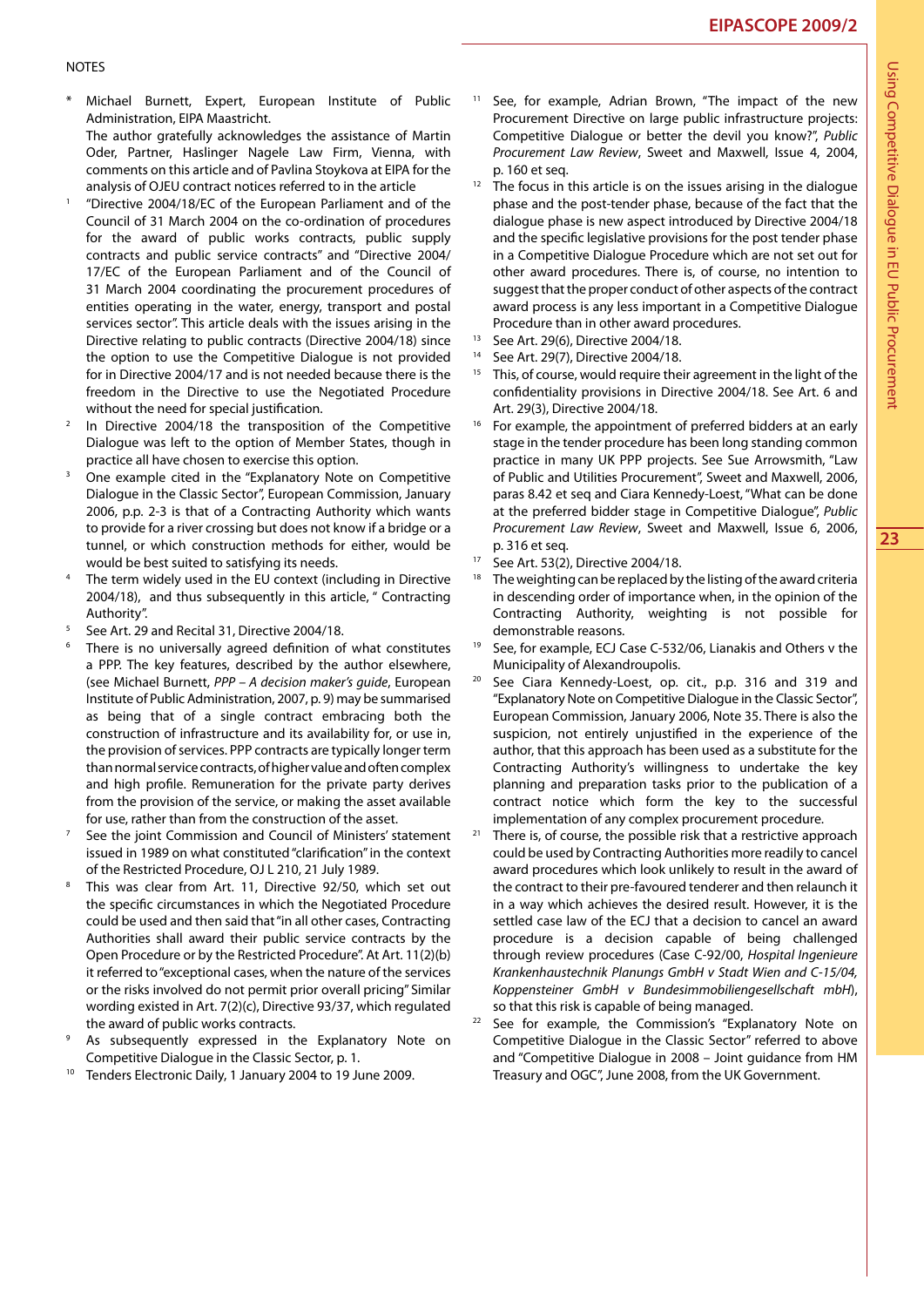NOTES

\* Michael Burnett, Expert, European Institute of Public Administration, EIPA Maastricht.
The author gratefully acknowledges the assistance of Martin Oder, Partner, Haslinger Nagele Law Firm, Vienna, with comments on this article and of Pavlina Stoykova at EIPA for the analysis of OJEU contract notices referred to in the article

1. "Directive 2004/18/EC of the European Parliament and of the Council of 31 March 2004 on the co-ordination of procedures for the award of public works contracts, public supply contracts and public service contracts" and "Directive 2004/17/EC of the European Parliament and of the Council of 31 March 2004 coordinating the procurement procedures of entities operating in the water, energy, transport and postal services sector". This article deals with the issues arising in the Directive relating to public contracts (Directive 2004/18) since the option to use the Competitive Dialogue is not provided for in Directive 2004/17 and is not needed because there is the freedom in the Directive to use the Negotiated Procedure without the need for special justification.
2. In Directive 2004/18 the transposition of the Competitive Dialogue was left to the option of Member States, though in practice all have chosen to exercise this option.
3. One example cited in the "Explanatory Note on Competitive Dialogue in the Classic Sector", European Commission, January 2006, p.p. 2-3 is that of a Contracting Authority which wants to provide for a river crossing but does not know if a bridge or a tunnel, or which construction methods for either, would be best suited to satisfying its needs.
4. The term widely used in the EU context (including in Directive 2004/18), and thus subsequently in this article, " Contracting Authority".
5. See Art. 29 and Recital 31, Directive 2004/18.
6. There is no universally agreed definition of what constitutes a PPP. The key features, described by the author elsewhere, (see Michael Burnett, *PPP – A decision maker's guide*, European Institute of Public Administration, 2007, p. 9) may be summarised as being that of a single contract embracing both the construction of infrastructure and its availability for, or use in, the provision of services. PPP contracts are typically longer term than normal service contracts, of higher value and often complex and high profile. Remuneration for the private party derives from the provision of the service, or making the asset available for use, rather than from the construction of the asset.
7. See the joint Commission and Council of Ministers' statement issued in 1989 on what constituted "clarification" in the context of the Restricted Procedure, OJ L 210, 21 July 1989.
8. This was clear from Art. 11, Directive 92/50, which set out the specific circumstances in which the Negotiated Procedure could be used and then said that "in all other cases, Contracting Authorities shall award their public service contracts by the Open Procedure or by the Restricted Procedure". At Art. 11(2)(b) it referred to "exceptional cases, when the nature of the services or the risks involved do not permit prior overall pricing" Similar wording existed in Art. 7(2)(c), Directive 93/37, which regulated the award of public works contracts.
9. As subsequently expressed in the Explanatory Note on Competitive Dialogue in the Classic Sector, p. 1.
10. Tenders Electronic Daily, 1 January 2004 to 19 June 2009.
11. See, for example, Adrian Brown, "The impact of the new Procurement Directive on large public infrastructure projects: Competitive Dialogue or better the devil you know?", *Public Procurement Law Review*, Sweet and Maxwell, Issue 4, 2004, p. 160 et seq.
12. The focus in this article is on the issues arising in the dialogue phase and the post-tender phase, because of the fact that the dialogue phase is new aspect introduced by Directive 2004/18 and the specific legislative provisions for the post tender phase in a Competitive Dialogue Procedure which are not set out for other award procedures. There is, of course, no intention to suggest that the proper conduct of other aspects of the contract award process is any less important in a Competitive Dialogue Procedure than in other award procedures.
13. See Art. 29(6), Directive 2004/18.
14. See Art. 29(7), Directive 2004/18.
15. This, of course, would require their agreement in the light of the confidentiality provisions in Directive 2004/18. See Art. 6 and Art. 29(3), Directive 2004/18.
16. For example, the appointment of preferred bidders at an early stage in the tender procedure has been long standing common practice in many UK PPP projects. See Sue Arrowsmith, "Law of Public and Utilities Procurement", Sweet and Maxwell, 2006, paras 8.42 et seq and Ciara Kennedy-Loest, "What can be done at the preferred bidder stage in Competitive Dialogue", *Public Procurement Law Review*, Sweet and Maxwell, Issue 6, 2006, p. 316 et seq.
17. See Art. 53(2), Directive 2004/18.
18. The weighting can be replaced by the listing of the award criteria in descending order of importance when, in the opinion of the Contracting Authority, weighting is not possible for demonstrable reasons.
19. See, for example, ECJ Case C-532/06, Lianakis and Others v the Municipality of Alexandroupolis.
20. See Ciara Kennedy-Loest, op. cit., p.p. 316 and 319 and "Explanatory Note on Competitive Dialogue in the Classic Sector", European Commission, January 2006, Note 35. There is also the suspicion, not entirely unjustified in the experience of the author, that this approach has been used as a substitute for the Contracting Authority's willingness to undertake the key planning and preparation tasks prior to the publication of a contract notice which form the key to the successful implementation of any complex procurement procedure.
21. There is, of course, the possible risk that a restrictive approach could be used by Contracting Authorities more readily to cancel award procedures which look unlikely to result in the award of the contract to their pre-favoured tenderer and then relaunch it in a way which achieves the desired result. However, it is the settled case law of the ECJ that a decision to cancel an award procedure is a decision capable of being challenged through review procedures (Case C-92/00, *Hospital Ingenieure Krankenhaustechnik Planungs GmbH v Stadt Wien and C-15/04, Koppensteiner GmbH v Bundesimmobiliengesellschaft mbH*), so that this risk is capable of being managed.
22. See for example, the Commission's "Explanatory Note on Competitive Dialogue in the Classic Sector" referred to above and "Competitive Dialogue in 2008 – Joint guidance from HM Treasury and OGC", June 2008, from the UK Government.